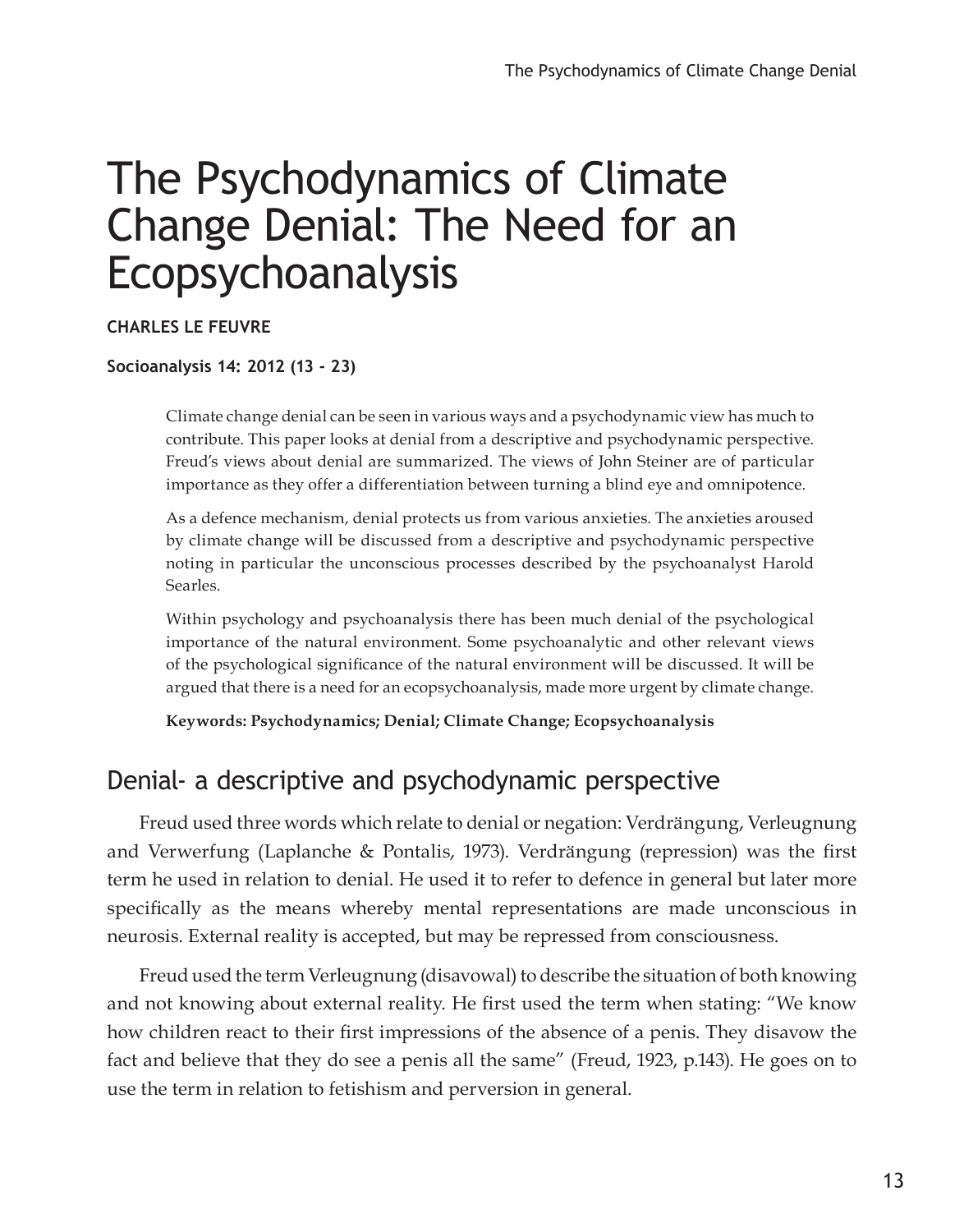# The Psychodynamics of Climate Change Denial: The Need for an Ecopsychoanalysis

**CHARLES LE FEUVRE**

**Socioanalysis 14: 2012 (13 - 23)**

Climate change denial can be seen in various ways and a psychodynamic view has much to contribute. This paper looks at denial from a descriptive and psychodynamic perspective. Freud's views about denial are summarized. The views of John Steiner are of particular importance as they offer a differentiation between turning a blind eye and omnipotence.

As a defence mechanism, denial protects us from various anxieties. The anxieties aroused by climate change will be discussed from a descriptive and psychodynamic perspective noting in particular the unconscious processes described by the psychoanalyst Harold Searles.

Within psychology and psychoanalysis there has been much denial of the psychological importance of the natural environment. Some psychoanalytic and other relevant views of the psychological significance of the natural environment will be discussed. It will be argued that there is a need for an ecopsychoanalysis, made more urgent by climate change.

**Keywords: Psychodynamics; Denial; Climate Change; Ecopsychoanalysis**

## Denial- a descriptive and psychodynamic perspective

Freud used three words which relate to denial or negation: Verdrängung, Verleugnung and Verwerfung (Laplanche & Pontalis, 1973). Verdrängung (repression) was the first term he used in relation to denial. He used it to refer to defence in general but later more specifically as the means whereby mental representations are made unconscious in neurosis. External reality is accepted, but may be repressed from consciousness.

Freud used the term Verleugnung (disavowal) to describe the situation of both knowing and not knowing about external reality. He first used the term when stating: "We know how children react to their first impressions of the absence of a penis. They disavow the fact and believe that they do see a penis all the same" (Freud, 1923, p.143). He goes on to use the term in relation to fetishism and perversion in general.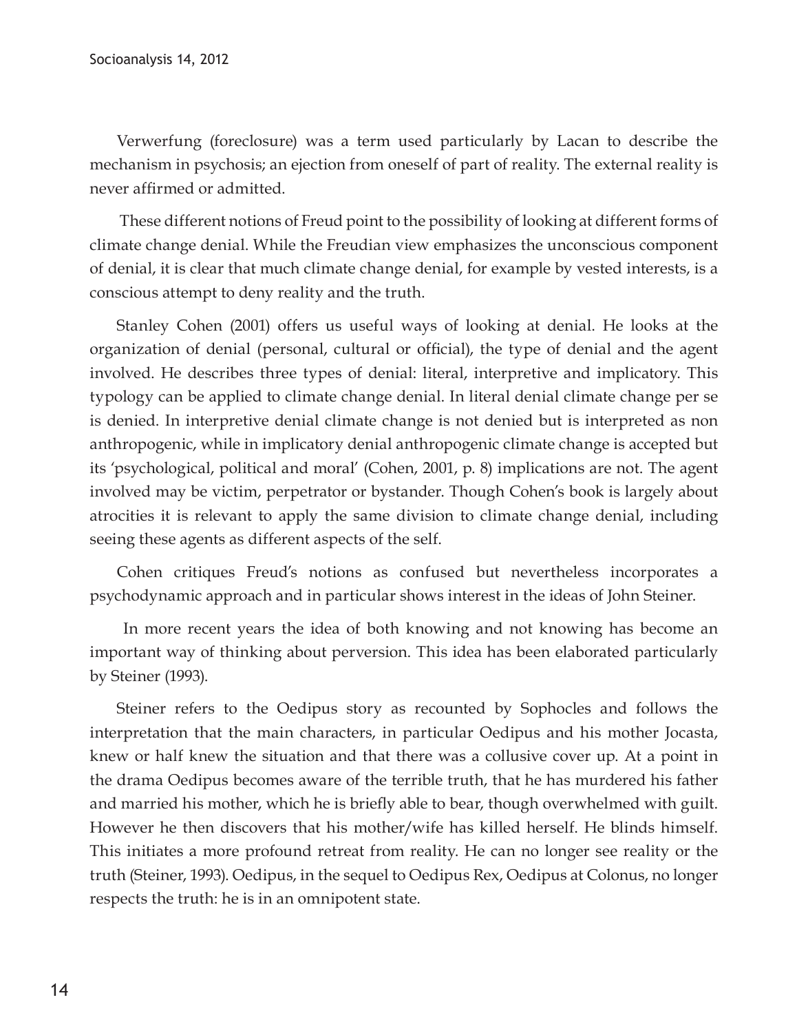Verwerfung (foreclosure) was a term used particularly by Lacan to describe the mechanism in psychosis; an ejection from oneself of part of reality. The external reality is never affirmed or admitted.

These different notions of Freud point to the possibility of looking at different forms of climate change denial. While the Freudian view emphasizes the unconscious component of denial, it is clear that much climate change denial, for example by vested interests, is a conscious attempt to deny reality and the truth.

Stanley Cohen (2001) offers us useful ways of looking at denial. He looks at the organization of denial (personal, cultural or official), the type of denial and the agent involved. He describes three types of denial: literal, interpretive and implicatory. This typology can be applied to climate change denial. In literal denial climate change per se is denied. In interpretive denial climate change is not denied but is interpreted as non anthropogenic, while in implicatory denial anthropogenic climate change is accepted but its 'psychological, political and moral' (Cohen, 2001, p. 8) implications are not. The agent involved may be victim, perpetrator or bystander. Though Cohen's book is largely about atrocities it is relevant to apply the same division to climate change denial, including seeing these agents as different aspects of the self.

Cohen critiques Freud's notions as confused but nevertheless incorporates a psychodynamic approach and in particular shows interest in the ideas of John Steiner.

In more recent years the idea of both knowing and not knowing has become an important way of thinking about perversion. This idea has been elaborated particularly by Steiner (1993).

Steiner refers to the Oedipus story as recounted by Sophocles and follows the interpretation that the main characters, in particular Oedipus and his mother Jocasta, knew or half knew the situation and that there was a collusive cover up. At a point in the drama Oedipus becomes aware of the terrible truth, that he has murdered his father and married his mother, which he is briefly able to bear, though overwhelmed with guilt. However he then discovers that his mother/wife has killed herself. He blinds himself. This initiates a more profound retreat from reality. He can no longer see reality or the truth (Steiner, 1993). Oedipus, in the sequel to Oedipus Rex, Oedipus at Colonus, no longer respects the truth: he is in an omnipotent state.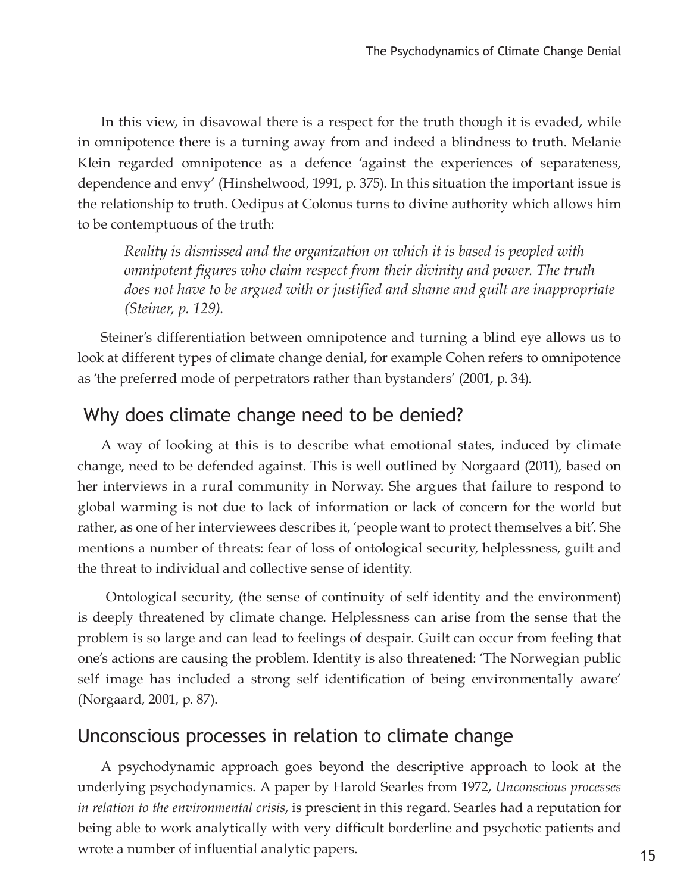In this view, in disavowal there is a respect for the truth though it is evaded, while in omnipotence there is a turning away from and indeed a blindness to truth. Melanie Klein regarded omnipotence as a defence 'against the experiences of separateness, dependence and envy' (Hinshelwood, 1991, p. 375). In this situation the important issue is the relationship to truth. Oedipus at Colonus turns to divine authority which allows him to be contemptuous of the truth:

> *Reality is dismissed and the organization on which it is based is peopled with omnipotent figures who claim respect from their divinity and power. The truth does not have to be argued with or justified and shame and guilt are inappropriate (Steiner, p. 129).*

Steiner's differentiation between omnipotence and turning a blind eye allows us to look at different types of climate change denial, for example Cohen refers to omnipotence as 'the preferred mode of perpetrators rather than bystanders' (2001, p. 34).

## Why does climate change need to be denied?

A way of looking at this is to describe what emotional states, induced by climate change, need to be defended against. This is well outlined by Norgaard (2011), based on her interviews in a rural community in Norway. She argues that failure to respond to global warming is not due to lack of information or lack of concern for the world but rather, as one of her interviewees describes it, 'people want to protect themselves a bit'. She mentions a number of threats: fear of loss of ontological security, helplessness, guilt and the threat to individual and collective sense of identity.

Ontological security, (the sense of continuity of self identity and the environment) is deeply threatened by climate change. Helplessness can arise from the sense that the problem is so large and can lead to feelings of despair. Guilt can occur from feeling that one's actions are causing the problem. Identity is also threatened: 'The Norwegian public self image has included a strong self identification of being environmentally aware' (Norgaard, 2001, p. 87).

## Unconscious processes in relation to climate change

A psychodynamic approach goes beyond the descriptive approach to look at the underlying psychodynamics. A paper by Harold Searles from 1972, *Unconscious processes in relation to the environmental crisis*, is prescient in this regard. Searles had a reputation for being able to work analytically with very difficult borderline and psychotic patients and wrote a number of influential analytic papers.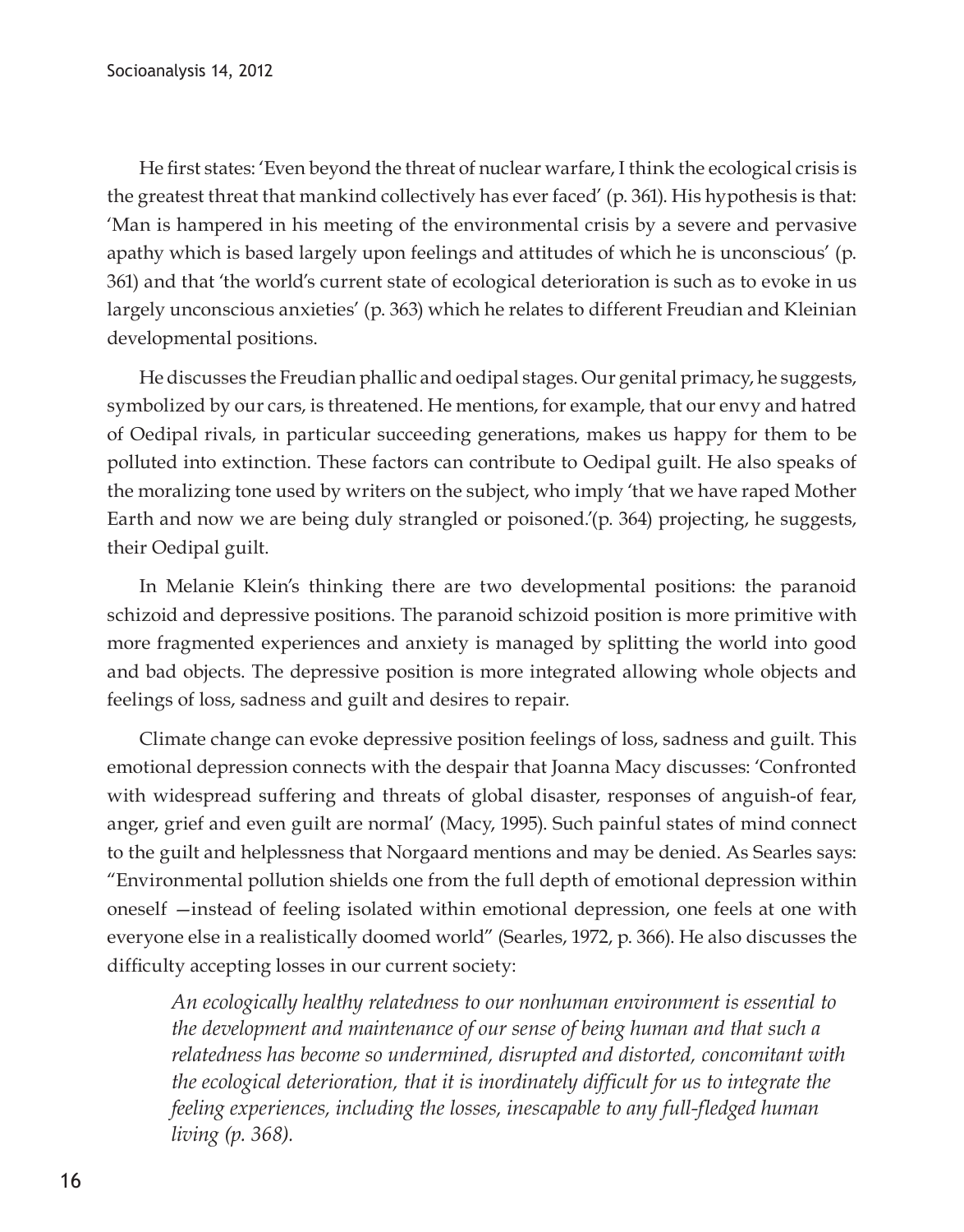He first states: 'Even beyond the threat of nuclear warfare, I think the ecological crisis is the greatest threat that mankind collectively has ever faced' (p. 361). His hypothesis is that: 'Man is hampered in his meeting of the environmental crisis by a severe and pervasive apathy which is based largely upon feelings and attitudes of which he is unconscious' (p. 361) and that 'the world's current state of ecological deterioration is such as to evoke in us largely unconscious anxieties' (p. 363) which he relates to different Freudian and Kleinian developmental positions.

He discusses the Freudian phallic and oedipal stages. Our genital primacy, he suggests, symbolized by our cars, is threatened. He mentions, for example, that our envy and hatred of Oedipal rivals, in particular succeeding generations, makes us happy for them to be polluted into extinction. These factors can contribute to Oedipal guilt. He also speaks of the moralizing tone used by writers on the subject, who imply 'that we have raped Mother Earth and now we are being duly strangled or poisoned.'(p. 364) projecting, he suggests, their Oedipal guilt.

In Melanie Klein's thinking there are two developmental positions: the paranoid schizoid and depressive positions. The paranoid schizoid position is more primitive with more fragmented experiences and anxiety is managed by splitting the world into good and bad objects. The depressive position is more integrated allowing whole objects and feelings of loss, sadness and guilt and desires to repair.

Climate change can evoke depressive position feelings of loss, sadness and guilt. This emotional depression connects with the despair that Joanna Macy discusses: 'Confronted with widespread suffering and threats of global disaster, responses of anguish-of fear, anger, grief and even guilt are normal' (Macy, 1995). Such painful states of mind connect to the guilt and helplessness that Norgaard mentions and may be denied. As Searles says: "Environmental pollution shields one from the full depth of emotional depression within oneself —instead of feeling isolated within emotional depression, one feels at one with everyone else in a realistically doomed world" (Searles, 1972, p. 366). He also discusses the difficulty accepting losses in our current society:

> *An ecologically healthy relatedness to our nonhuman environment is essential to the development and maintenance of our sense of being human and that such a relatedness has become so undermined, disrupted and distorted, concomitant with the ecological deterioration, that it is inordinately difficult for us to integrate the feeling experiences, including the losses, inescapable to any full-fledged human living (p. 368).*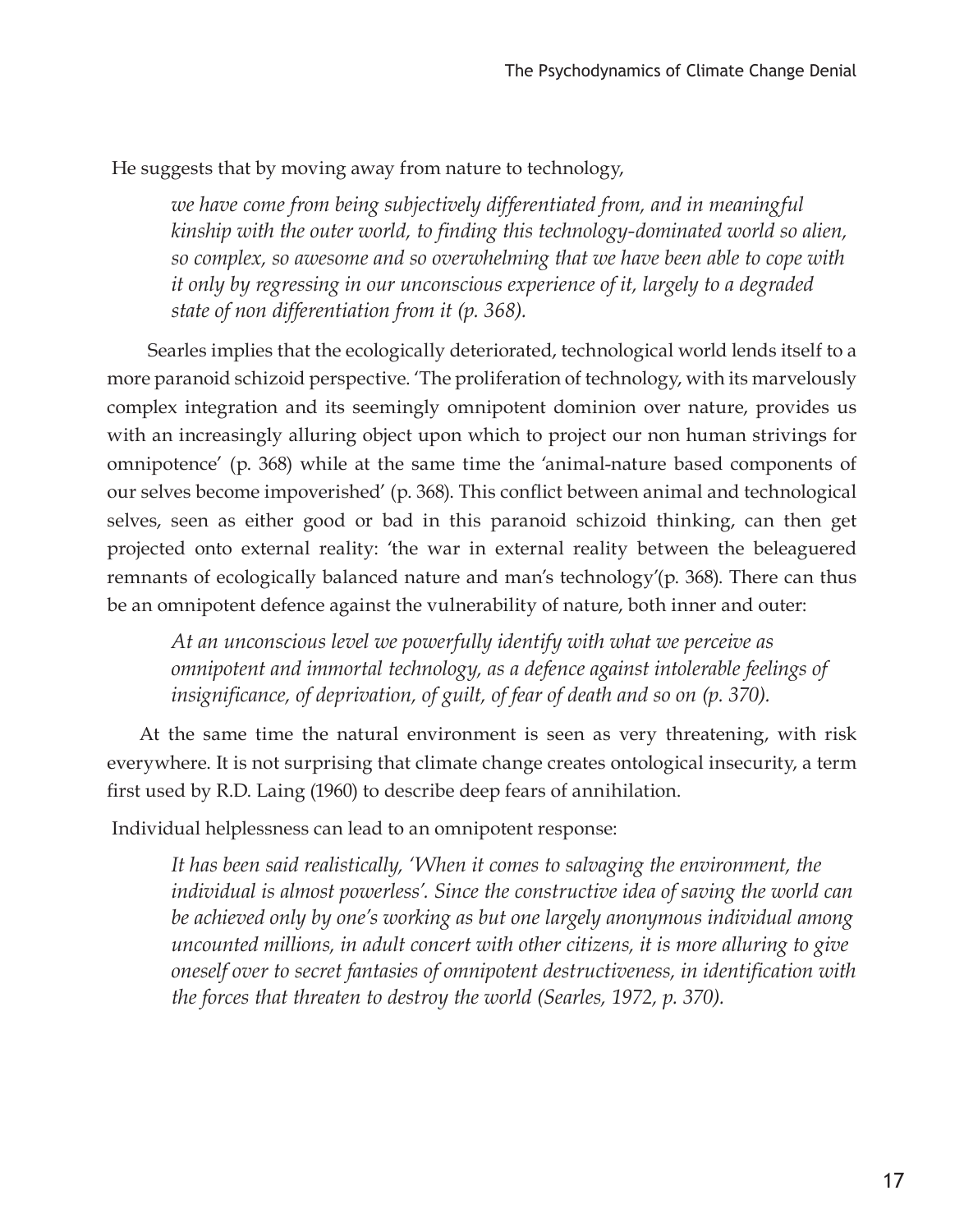He suggests that by moving away from nature to technology,

> *we have come from being subjectively differentiated from, and in meaningful kinship with the outer world, to finding this technology-dominated world so alien, so complex, so awesome and so overwhelming that we have been able to cope with it only by regressing in our unconscious experience of it, largely to a degraded state of non differentiation from it (p. 368).*

Searles implies that the ecologically deteriorated, technological world lends itself to a more paranoid schizoid perspective. 'The proliferation of technology, with its marvelously complex integration and its seemingly omnipotent dominion over nature, provides us with an increasingly alluring object upon which to project our non human strivings for omnipotence' (p. 368) while at the same time the 'animal-nature based components of our selves become impoverished' (p. 368). This conflict between animal and technological selves, seen as either good or bad in this paranoid schizoid thinking, can then get projected onto external reality: 'the war in external reality between the beleaguered remnants of ecologically balanced nature and man's technology'(p. 368). There can thus be an omnipotent defence against the vulnerability of nature, both inner and outer:

> *At an unconscious level we powerfully identify with what we perceive as omnipotent and immortal technology, as a defence against intolerable feelings of insignificance, of deprivation, of guilt, of fear of death and so on (p. 370).*

At the same time the natural environment is seen as very threatening, with risk everywhere. It is not surprising that climate change creates ontological insecurity, a term first used by R.D. Laing (1960) to describe deep fears of annihilation.

Individual helplessness can lead to an omnipotent response:

> *It has been said realistically, 'When it comes to salvaging the environment, the individual is almost powerless'. Since the constructive idea of saving the world can be achieved only by one's working as but one largely anonymous individual among uncounted millions, in adult concert with other citizens, it is more alluring to give oneself over to secret fantasies of omnipotent destructiveness, in identification with the forces that threaten to destroy the world (Searles, 1972, p. 370).*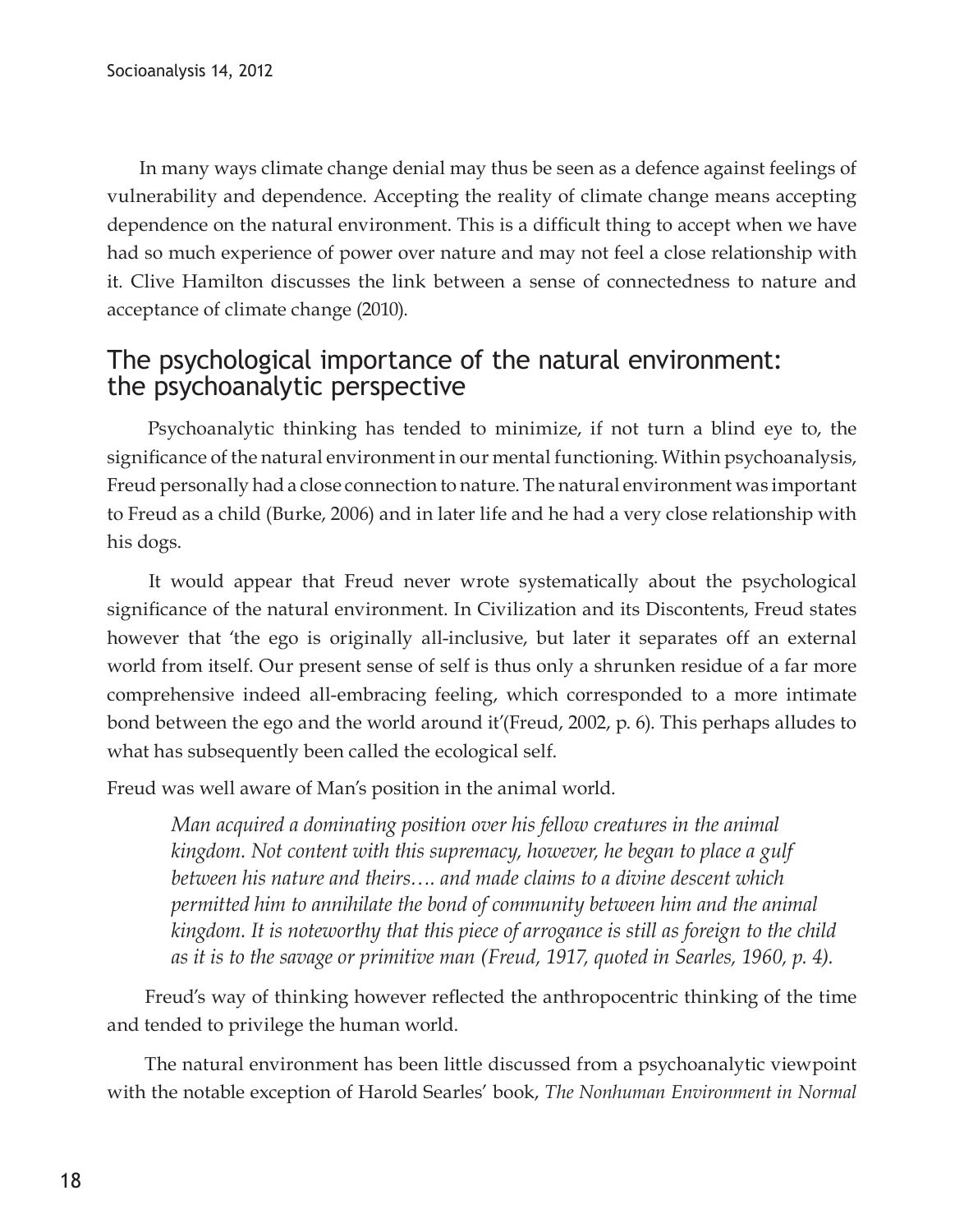In many ways climate change denial may thus be seen as a defence against feelings of vulnerability and dependence. Accepting the reality of climate change means accepting dependence on the natural environment. This is a difficult thing to accept when we have had so much experience of power over nature and may not feel a close relationship with it. Clive Hamilton discusses the link between a sense of connectedness to nature and acceptance of climate change (2010).

## The psychological importance of the natural environment: the psychoanalytic perspective

Psychoanalytic thinking has tended to minimize, if not turn a blind eye to, the significance of the natural environment in our mental functioning. Within psychoanalysis, Freud personally had a close connection to nature. The natural environment was important to Freud as a child (Burke, 2006) and in later life and he had a very close relationship with his dogs.

It would appear that Freud never wrote systematically about the psychological significance of the natural environment. In Civilization and its Discontents, Freud states however that 'the ego is originally all-inclusive, but later it separates off an external world from itself. Our present sense of self is thus only a shrunken residue of a far more comprehensive indeed all-embracing feeling, which corresponded to a more intimate bond between the ego and the world around it'(Freud, 2002, p. 6). This perhaps alludes to what has subsequently been called the ecological self.

Freud was well aware of Man's position in the animal world.

> *Man acquired a dominating position over his fellow creatures in the animal kingdom. Not content with this supremacy, however, he began to place a gulf between his nature and theirs…. and made claims to a divine descent which permitted him to annihilate the bond of community between him and the animal kingdom. It is noteworthy that this piece of arrogance is still as foreign to the child as it is to the savage or primitive man (Freud, 1917, quoted in Searles, 1960, p. 4).*

Freud's way of thinking however reflected the anthropocentric thinking of the time and tended to privilege the human world.

The natural environment has been little discussed from a psychoanalytic viewpoint with the notable exception of Harold Searles' book, *The Nonhuman Environment in Normal*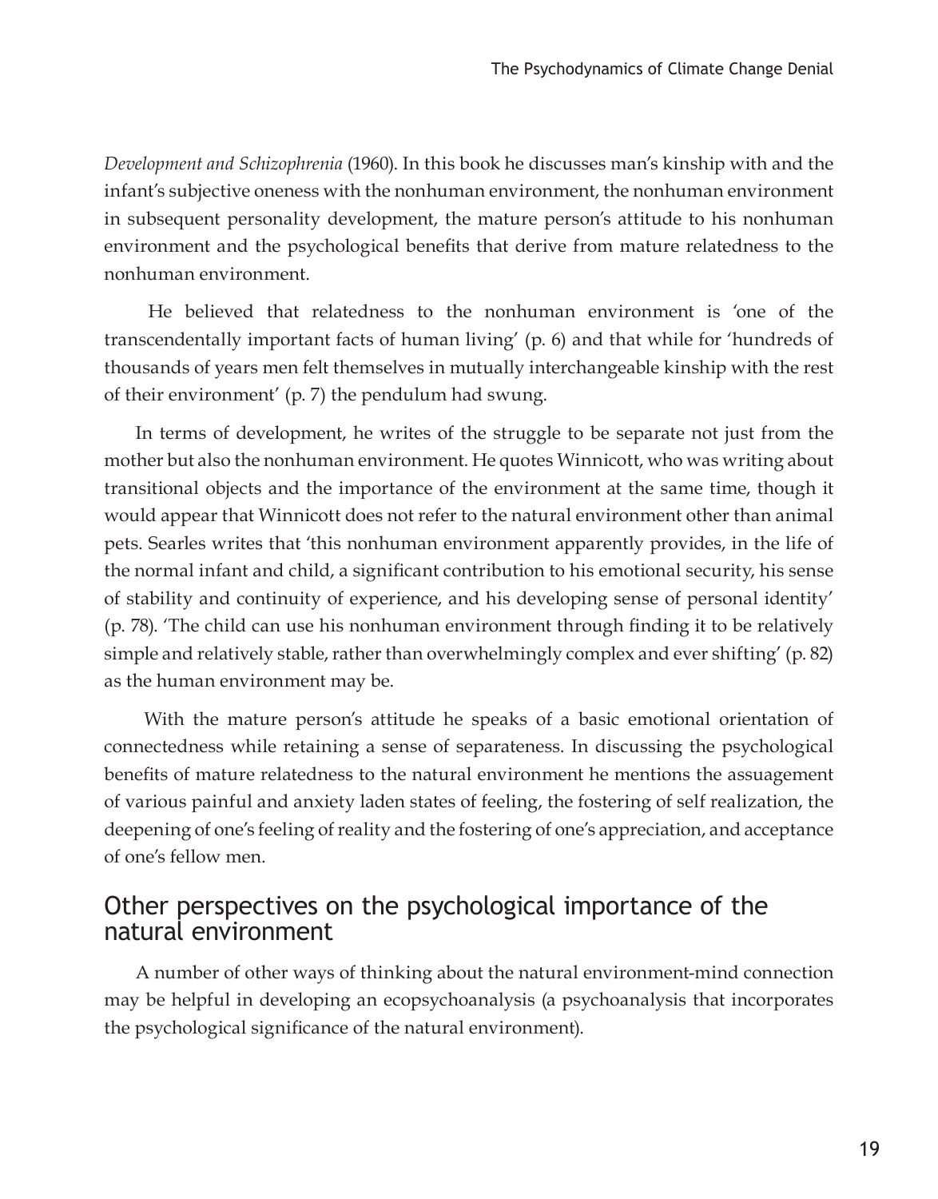*Development and Schizophrenia* (1960). In this book he discusses man's kinship with and the infant's subjective oneness with the nonhuman environment, the nonhuman environment in subsequent personality development, the mature person's attitude to his nonhuman environment and the psychological benefits that derive from mature relatedness to the nonhuman environment.

He believed that relatedness to the nonhuman environment is 'one of the transcendentally important facts of human living' (p. 6) and that while for 'hundreds of thousands of years men felt themselves in mutually interchangeable kinship with the rest of their environment' (p. 7) the pendulum had swung.

In terms of development, he writes of the struggle to be separate not just from the mother but also the nonhuman environment. He quotes Winnicott, who was writing about transitional objects and the importance of the environment at the same time, though it would appear that Winnicott does not refer to the natural environment other than animal pets. Searles writes that 'this nonhuman environment apparently provides, in the life of the normal infant and child, a significant contribution to his emotional security, his sense of stability and continuity of experience, and his developing sense of personal identity' (p. 78). 'The child can use his nonhuman environment through finding it to be relatively simple and relatively stable, rather than overwhelmingly complex and ever shifting' (p. 82) as the human environment may be.

With the mature person's attitude he speaks of a basic emotional orientation of connectedness while retaining a sense of separateness. In discussing the psychological benefits of mature relatedness to the natural environment he mentions the assuagement of various painful and anxiety laden states of feeling, the fostering of self realization, the deepening of one's feeling of reality and the fostering of one's appreciation, and acceptance of one's fellow men.

## Other perspectives on the psychological importance of the natural environment

A number of other ways of thinking about the natural environment-mind connection may be helpful in developing an ecopsychoanalysis (a psychoanalysis that incorporates the psychological significance of the natural environment).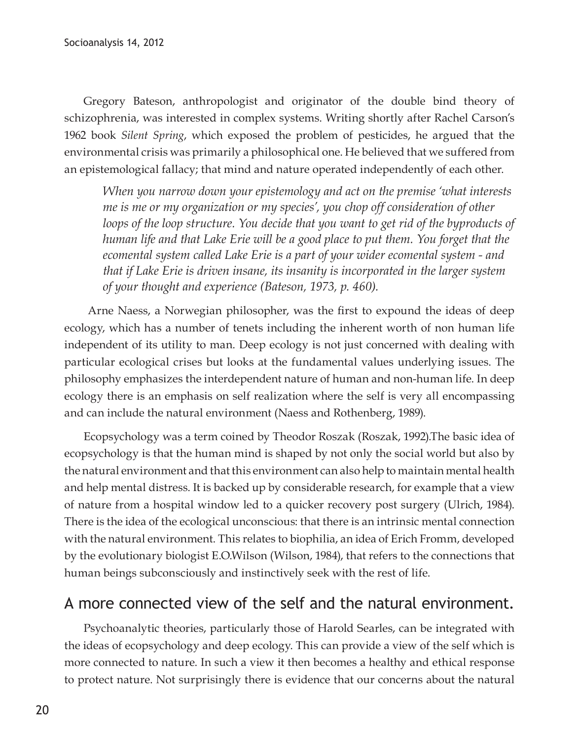Gregory Bateson, anthropologist and originator of the double bind theory of schizophrenia, was interested in complex systems. Writing shortly after Rachel Carson's 1962 book *Silent Spring*, which exposed the problem of pesticides, he argued that the environmental crisis was primarily a philosophical one. He believed that we suffered from an epistemological fallacy; that mind and nature operated independently of each other.

> *When you narrow down your epistemology and act on the premise 'what interests me is me or my organization or my species', you chop off consideration of other loops of the loop structure. You decide that you want to get rid of the byproducts of human life and that Lake Erie will be a good place to put them. You forget that the ecomental system called Lake Erie is a part of your wider ecomental system - and that if Lake Erie is driven insane, its insanity is incorporated in the larger system of your thought and experience (Bateson, 1973, p. 460).*

Arne Naess, a Norwegian philosopher, was the first to expound the ideas of deep ecology, which has a number of tenets including the inherent worth of non human life independent of its utility to man. Deep ecology is not just concerned with dealing with particular ecological crises but looks at the fundamental values underlying issues. The philosophy emphasizes the interdependent nature of human and non-human life. In deep ecology there is an emphasis on self realization where the self is very all encompassing and can include the natural environment (Naess and Rothenberg, 1989).

Ecopsychology was a term coined by Theodor Roszak (Roszak, 1992).The basic idea of ecopsychology is that the human mind is shaped by not only the social world but also by the natural environment and that this environment can also help to maintain mental health and help mental distress. It is backed up by considerable research, for example that a view of nature from a hospital window led to a quicker recovery post surgery (Ulrich, 1984). There is the idea of the ecological unconscious: that there is an intrinsic mental connection with the natural environment. This relates to biophilia, an idea of Erich Fromm, developed by the evolutionary biologist E.O.Wilson (Wilson, 1984), that refers to the connections that human beings subconsciously and instinctively seek with the rest of life.

## A more connected view of the self and the natural environment.

Psychoanalytic theories, particularly those of Harold Searles, can be integrated with the ideas of ecopsychology and deep ecology. This can provide a view of the self which is more connected to nature. In such a view it then becomes a healthy and ethical response to protect nature. Not surprisingly there is evidence that our concerns about the natural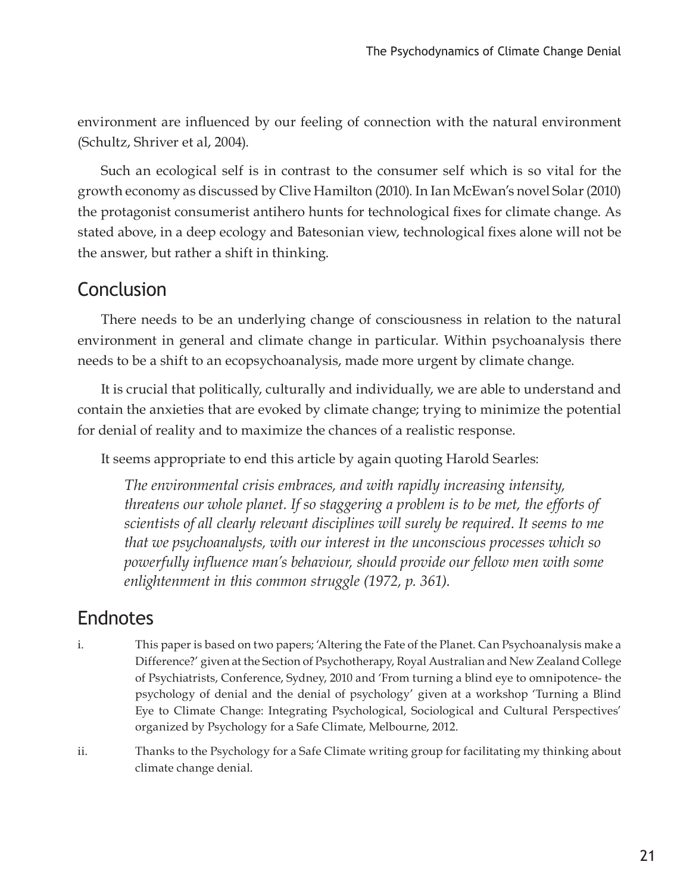environment are influenced by our feeling of connection with the natural environment (Schultz, Shriver et al, 2004).

Such an ecological self is in contrast to the consumer self which is so vital for the growth economy as discussed by Clive Hamilton (2010). In Ian McEwan's novel Solar (2010) the protagonist consumerist antihero hunts for technological fixes for climate change. As stated above, in a deep ecology and Batesonian view, technological fixes alone will not be the answer, but rather a shift in thinking.

## Conclusion

There needs to be an underlying change of consciousness in relation to the natural environment in general and climate change in particular. Within psychoanalysis there needs to be a shift to an ecopsychoanalysis, made more urgent by climate change.

It is crucial that politically, culturally and individually, we are able to understand and contain the anxieties that are evoked by climate change; trying to minimize the potential for denial of reality and to maximize the chances of a realistic response.

It seems appropriate to end this article by again quoting Harold Searles:

> *The environmental crisis embraces, and with rapidly increasing intensity, threatens our whole planet. If so staggering a problem is to be met, the efforts of scientists of all clearly relevant disciplines will surely be required. It seems to me that we psychoanalysts, with our interest in the unconscious processes which so powerfully influence man's behaviour, should provide our fellow men with some enlightenment in this common struggle (1972, p. 361).*

## Endnotes

i. This paper is based on two papers; 'Altering the Fate of the Planet. Can Psychoanalysis make a Difference?' given at the Section of Psychotherapy, Royal Australian and New Zealand College of Psychiatrists, Conference, Sydney, 2010 and 'From turning a blind eye to omnipotence- the psychology of denial and the denial of psychology' given at a workshop 'Turning a Blind Eye to Climate Change: Integrating Psychological, Sociological and Cultural Perspectives' organized by Psychology for a Safe Climate, Melbourne, 2012.

ii. Thanks to the Psychology for a Safe Climate writing group for facilitating my thinking about climate change denial.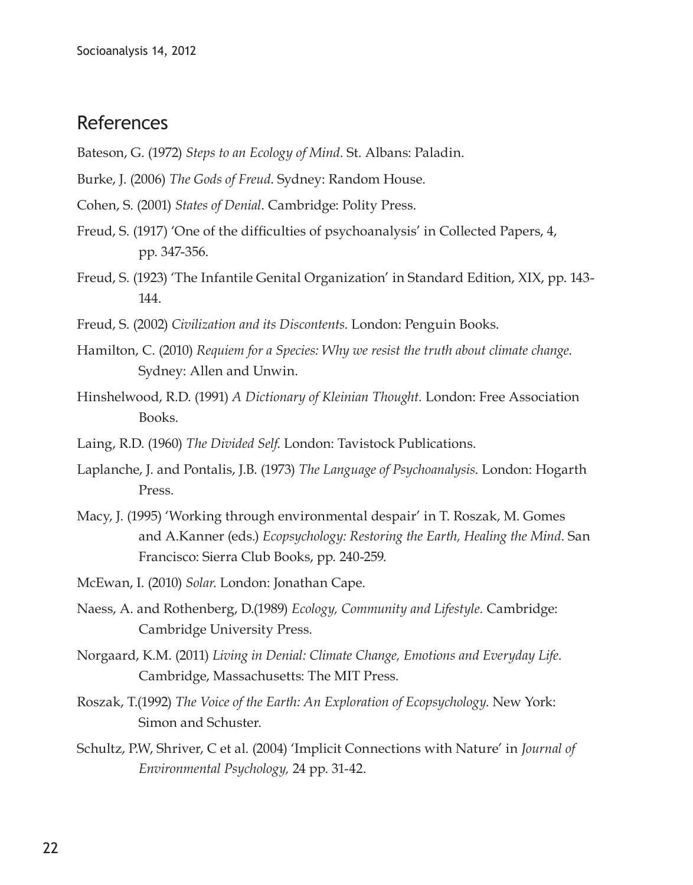## References

Bateson, G. (1972) *Steps to an Ecology of Mind*. St. Albans: Paladin.

Burke, J. (2006) *The Gods of Freud*. Sydney: Random House.

Cohen, S. (2001) *States of Denial*. Cambridge: Polity Press.

Freud, S. (1917) 'One of the difficulties of psychoanalysis' in Collected Papers, 4, pp. 347-356.

Freud, S. (1923) 'The Infantile Genital Organization' in Standard Edition, XIX, pp. 143-144.

Freud, S. (2002) *Civilization and its Discontents*. London: Penguin Books.

Hamilton, C. (2010) *Requiem for a Species: Why we resist the truth about climate change*. Sydney: Allen and Unwin.

Hinshelwood, R.D. (1991) *A Dictionary of Kleinian Thought.* London: Free Association Books.

Laing, R.D. (1960) *The Divided Self*. London: Tavistock Publications.

Laplanche, J. and Pontalis, J.B. (1973) *The Language of Psychoanalysis*. London: Hogarth Press.

Macy, J. (1995) 'Working through environmental despair' in T. Roszak, M. Gomes and A.Kanner (eds.) *Ecopsychology: Restoring the Earth, Healing the Mind*. San Francisco: Sierra Club Books, pp. 240-259.

McEwan, I. (2010) *Solar.* London: Jonathan Cape.

Naess, A. and Rothenberg, D.(1989) *Ecology, Community and Lifestyle.* Cambridge: Cambridge University Press.

Norgaard, K.M. (2011) *Living in Denial: Climate Change, Emotions and Everyday Life*. Cambridge, Massachusetts: The MIT Press.

Roszak, T.(1992) *The Voice of the Earth: An Exploration of Ecopsychology*. New York: Simon and Schuster.

Schultz, P.W, Shriver, C et al. (2004) 'Implicit Connections with Nature' in *Journal of Environmental Psychology,* 24 pp. 31-42.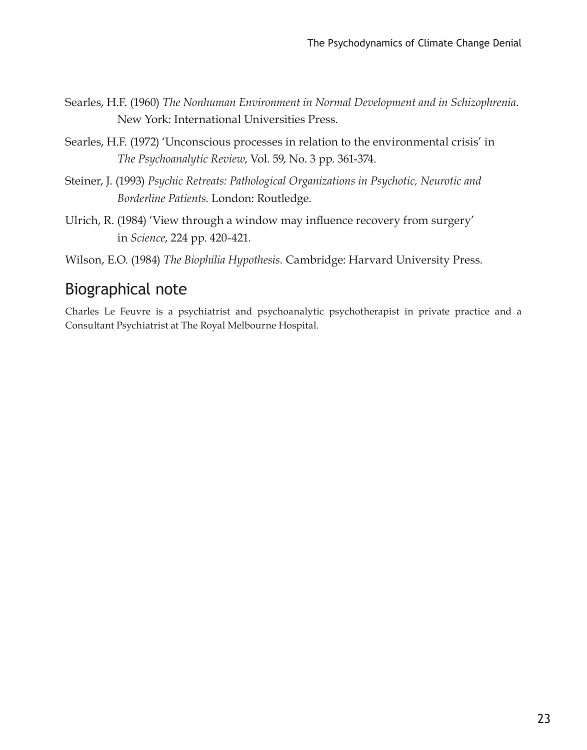Searles, H.F. (1960) *The Nonhuman Environment in Normal Development and in Schizophrenia*. New York: International Universities Press.

Searles, H.F. (1972) 'Unconscious processes in relation to the environmental crisis' in *The Psychoanalytic Review*, Vol. 59, No. 3 pp. 361-374.

Steiner, J. (1993) *Psychic Retreats: Pathological Organizations in Psychotic, Neurotic and Borderline Patients*. London: Routledge.

Ulrich, R. (1984) 'View through a window may influence recovery from surgery' in *Science*, 224 pp. 420-421.

Wilson, E.O. (1984) *The Biophilia Hypothesis*. Cambridge: Harvard University Press.

## Biographical note

Charles Le Feuvre is a psychiatrist and psychoanalytic psychotherapist in private practice and a Consultant Psychiatrist at The Royal Melbourne Hospital.